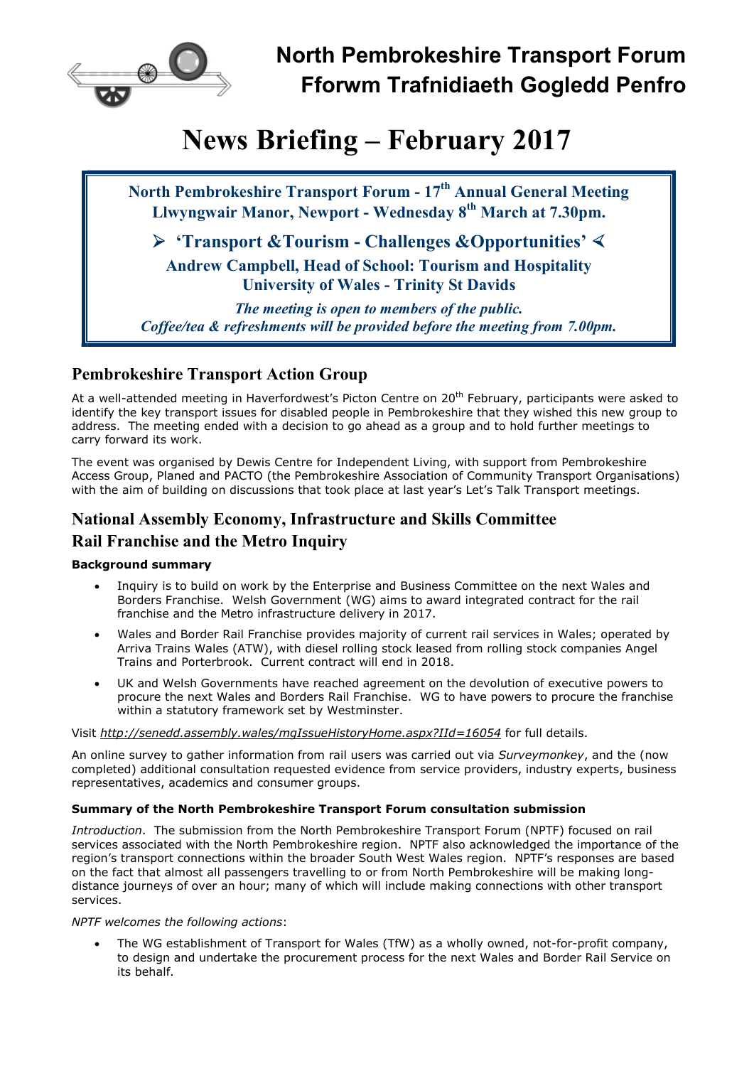# North Pembrokeshire Transport Forum
# Fforwm Trafnidiaeth Gogledd Penfro

# News Briefing – February 2017

**North Pembrokeshire Transport Forum - 17th Annual General Meeting**
**Llwyngwair Manor, Newport - Wednesday 8th March at 7.30pm.**

**➢ 'Transport &Tourism - Challenges &Opportunities' ⮜**

**Andrew Campbell, Head of School: Tourism and Hospitality**
**University of Wales - Trinity St Davids**

***The meeting is open to members of the public.***
***Coffee/tea & refreshments will be provided before the meeting from 7.00pm.***

## Pembrokeshire Transport Action Group

At a well-attended meeting in Haverfordwest's Picton Centre on 20th February, participants were asked to identify the key transport issues for disabled people in Pembrokeshire that they wished this new group to address. The meeting ended with a decision to go ahead as a group and to hold further meetings to carry forward its work.

The event was organised by Dewis Centre for Independent Living, with support from Pembrokeshire Access Group, Planed and PACTO (the Pembrokeshire Association of Community Transport Organisations) with the aim of building on discussions that took place at last year's Let's Talk Transport meetings.

## National Assembly Economy, Infrastructure and Skills Committee
## Rail Franchise and the Metro Inquiry

**Background summary**

- Inquiry is to build on work by the Enterprise and Business Committee on the next Wales and Borders Franchise. Welsh Government (WG) aims to award integrated contract for the rail franchise and the Metro infrastructure delivery in 2017.
- Wales and Border Rail Franchise provides majority of current rail services in Wales; operated by Arriva Trains Wales (ATW), with diesel rolling stock leased from rolling stock companies Angel Trains and Porterbrook. Current contract will end in 2018.
- UK and Welsh Governments have reached agreement on the devolution of executive powers to procure the next Wales and Borders Rail Franchise. WG to have powers to procure the franchise within a statutory framework set by Westminster.

Visit *http://senedd.assembly.wales/mgIssueHistoryHome.aspx?IId=16054* for full details.

An online survey to gather information from rail users was carried out via *Surveymonkey*, and the (now completed) additional consultation requested evidence from service providers, industry experts, business representatives, academics and consumer groups.

**Summary of the North Pembrokeshire Transport Forum consultation submission**

*Introduction*. The submission from the North Pembrokeshire Transport Forum (NPTF) focused on rail services associated with the North Pembrokeshire region. NPTF also acknowledged the importance of the region's transport connections within the broader South West Wales region. NPTF's responses are based on the fact that almost all passengers travelling to or from North Pembrokeshire will be making long-distance journeys of over an hour; many of which will include making connections with other transport services.

*NPTF welcomes the following actions*:

- The WG establishment of Transport for Wales (TfW) as a wholly owned, not-for-profit company, to design and undertake the procurement process for the next Wales and Border Rail Service on its behalf.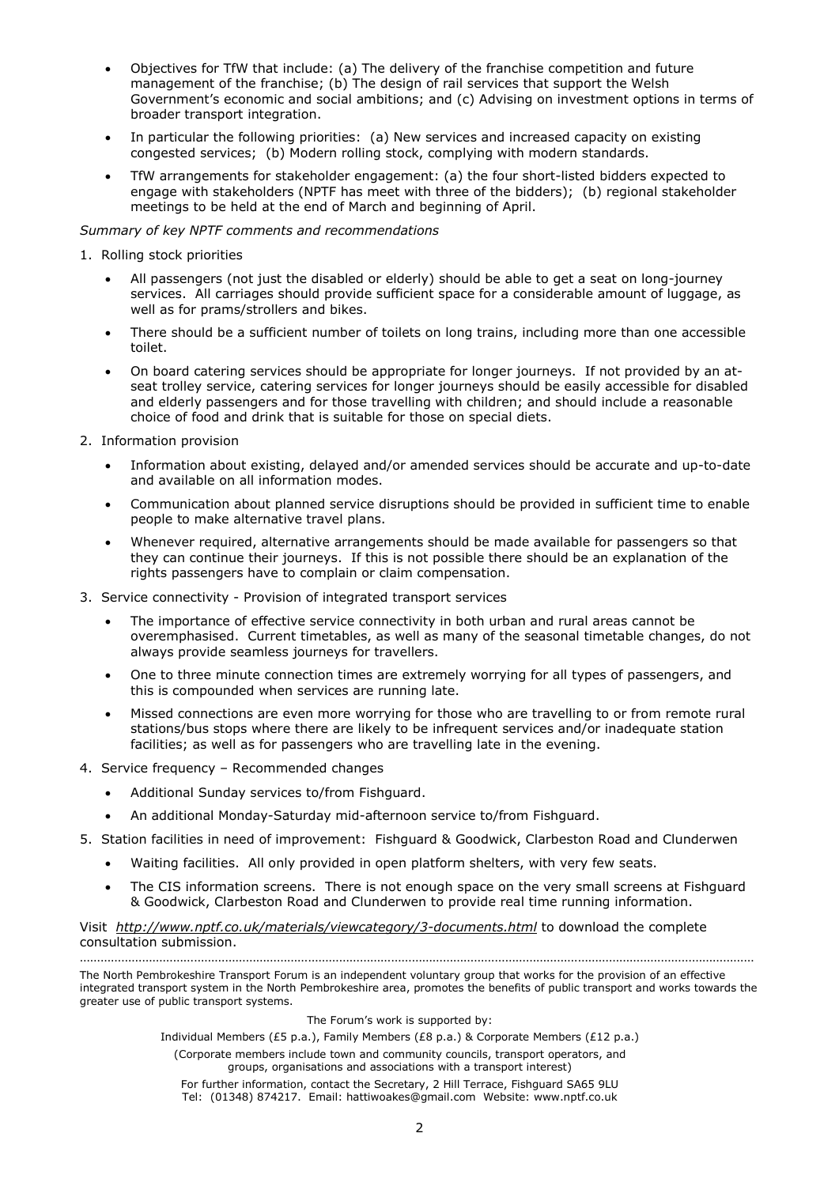- Objectives for TfW that include: (a) The delivery of the franchise competition and future management of the franchise; (b) The design of rail services that support the Welsh Government's economic and social ambitions; and (c) Advising on investment options in terms of broader transport integration.
- In particular the following priorities: (a) New services and increased capacity on existing congested services; (b) Modern rolling stock, complying with modern standards.
- TfW arrangements for stakeholder engagement: (a) the four short-listed bidders expected to engage with stakeholders (NPTF has meet with three of the bidders); (b) regional stakeholder meetings to be held at the end of March and beginning of April.

*Summary of key NPTF comments and recommendations*

1. Rolling stock priorities
   - All passengers (not just the disabled or elderly) should be able to get a seat on long-journey services. All carriages should provide sufficient space for a considerable amount of luggage, as well as for prams/strollers and bikes.
   - There should be a sufficient number of toilets on long trains, including more than one accessible toilet.
   - On board catering services should be appropriate for longer journeys. If not provided by an at-seat trolley service, catering services for longer journeys should be easily accessible for disabled and elderly passengers and for those travelling with children; and should include a reasonable choice of food and drink that is suitable for those on special diets.
2. Information provision
   - Information about existing, delayed and/or amended services should be accurate and up-to-date and available on all information modes.
   - Communication about planned service disruptions should be provided in sufficient time to enable people to make alternative travel plans.
   - Whenever required, alternative arrangements should be made available for passengers so that they can continue their journeys. If this is not possible there should be an explanation of the rights passengers have to complain or claim compensation.
3. Service connectivity - Provision of integrated transport services
   - The importance of effective service connectivity in both urban and rural areas cannot be overemphasised. Current timetables, as well as many of the seasonal timetable changes, do not always provide seamless journeys for travellers.
   - One to three minute connection times are extremely worrying for all types of passengers, and this is compounded when services are running late.
   - Missed connections are even more worrying for those who are travelling to or from remote rural stations/bus stops where there are likely to be infrequent services and/or inadequate station facilities; as well as for passengers who are travelling late in the evening.
4. Service frequency – Recommended changes
   - Additional Sunday services to/from Fishguard.
   - An additional Monday-Saturday mid-afternoon service to/from Fishguard.
5. Station facilities in need of improvement: Fishguard & Goodwick, Clarbeston Road and Clunderwen
   - Waiting facilities. All only provided in open platform shelters, with very few seats.
   - The CIS information screens. There is not enough space on the very small screens at Fishguard & Goodwick, Clarbeston Road and Clunderwen to provide real time running information.

Visit *http://www.nptf.co.uk/materials/viewcategory/3-documents.html* to download the complete consultation submission.

---

The North Pembrokeshire Transport Forum is an independent voluntary group that works for the provision of an effective integrated transport system in the North Pembrokeshire area, promotes the benefits of public transport and works towards the greater use of public transport systems.

The Forum's work is supported by:

Individual Members (£5 p.a.), Family Members (£8 p.a.) & Corporate Members (£12 p.a.)

(Corporate members include town and community councils, transport operators, and groups, organisations and associations with a transport interest)

For further information, contact the Secretary, 2 Hill Terrace, Fishguard SA65 9LU
Tel: (01348) 874217. Email: hattiwoakes@gmail.com Website: www.nptf.co.uk